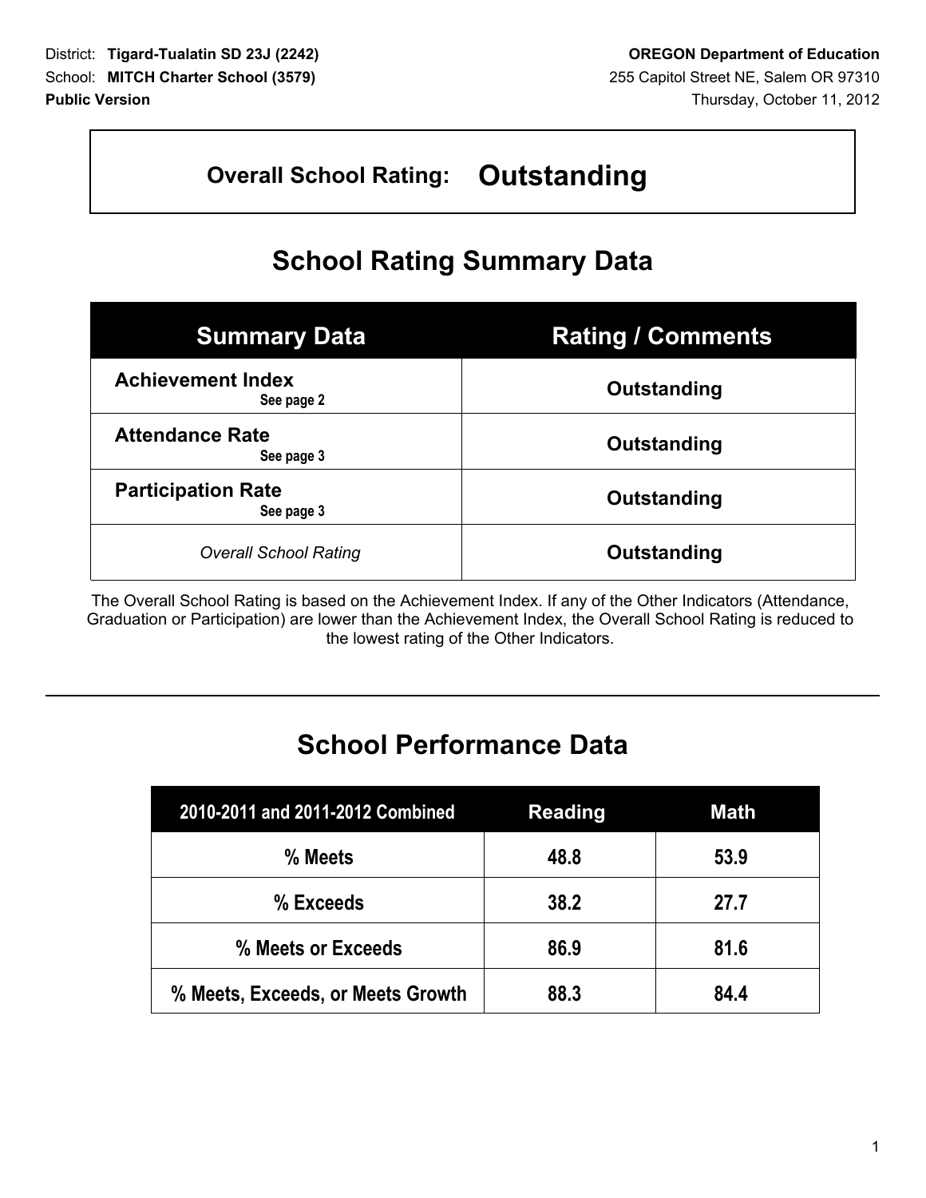District: **Tigard-Tualatin SD 23J (2242)**
School: **MITCH Charter School (3579)**
**Public Version**

**OREGON Department of Education**
255 Capitol Street NE, Salem OR 97310
Thursday, October 11, 2012

**Overall School Rating: Outstanding**

# School Rating Summary Data

| Summary Data | Rating / Comments |
|---|---|
| **Achievement Index** See page 2 | **Outstanding** |
| **Attendance Rate** See page 3 | **Outstanding** |
| **Participation Rate** See page 3 | **Outstanding** |
| *Overall School Rating* | **Outstanding** |

The Overall School Rating is based on the Achievement Index. If any of the Other Indicators (Attendance, Graduation or Participation) are lower than the Achievement Index, the Overall School Rating is reduced to the lowest rating of the Other Indicators.

# School Performance Data

| 2010-2011 and 2011-2012 Combined | Reading | Math |
|---|---|---|
| % Meets | 48.8 | 53.9 |
| % Exceeds | 38.2 | 27.7 |
| % Meets or Exceeds | 86.9 | 81.6 |
| % Meets, Exceeds, or Meets Growth | 88.3 | 84.4 |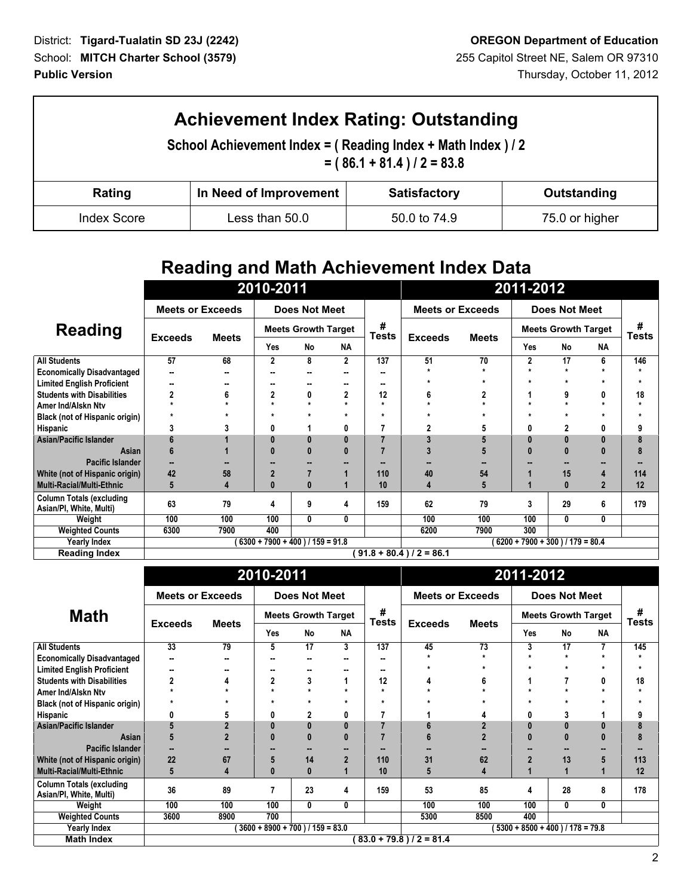District: **Tigard-Tualatin SD 23J (2242)**
School: **MITCH Charter School (3579)**
**Public Version**

**OREGON Department of Education**
255 Capitol Street NE, Salem OR 97310
Thursday, October 11, 2012

# Achievement Index Rating: Outstanding

**School Achievement Index = ( Reading Index + Math Index ) / 2**
**= ( 86.1 + 81.4 ) / 2 = 83.8**

| Rating | In Need of Improvement | Satisfactory | Outstanding |
|---|---|---|---|
| Index Score | Less than 50.0 | 50.0 to 74.9 | 75.0 or higher |

## Reading and Math Achievement Index Data

| Reading | 2010-2011 | | | | | | 2011-2012 | | | | | |
|---|---|---|---|---|---|---|---|---|---|---|---|---|
| | Meets or Exceeds | | Does Not Meet | | | # Tests | Meets or Exceeds | | Does Not Meet | | | # Tests |
| | Exceeds | Meets | Meets Growth Target | | | | Exceeds | Meets | Meets Growth Target | | | |
| | | | Yes | No | NA | | | | Yes | No | NA | |
| All Students | 57 | 68 | 2 | 8 | 2 | 137 | 51 | 70 | 2 | 17 | 6 | 146 |
| Economically Disadvantaged | -- | -- | -- | -- | -- | -- | * | * | * | * | * | * |
| Limited English Proficient | -- | -- | -- | -- | -- | -- | * | * | * | * | * | * |
| Students with Disabilities | 2 | 6 | 2 | 0 | 2 | 12 | 6 | 2 | 1 | 9 | 0 | 18 |
| Amer Ind/Alskn Ntv | * | * | * | * | * | * | * | * | * | * | * | * |
| Black (not of Hispanic origin) | * | * | * | * | * | * | * | * | * | * | * | * |
| Hispanic | 3 | 3 | 0 | 1 | 0 | 7 | 2 | 5 | 0 | 2 | 0 | 9 |
| Asian/Pacific Islander | 6 | 1 | 0 | 0 | 0 | 7 | 3 | 5 | 0 | 0 | 0 | 8 |
| Asian | 6 | 1 | 0 | 0 | 0 | 7 | 3 | 5 | 0 | 0 | 0 | 8 |
| Pacific Islander | -- | -- | -- | -- | -- | -- | -- | -- | -- | -- | -- | -- |
| White (not of Hispanic origin) | 42 | 58 | 2 | 7 | 1 | 110 | 40 | 54 | 1 | 15 | 4 | 114 |
| Multi-Racial/Multi-Ethnic | 5 | 4 | 0 | 0 | 1 | 10 | 4 | 5 | 1 | 0 | 2 | 12 |
| Column Totals (excluding Asian/PI, White, Multi) | 63 | 79 | 4 | 9 | 4 | 159 | 62 | 79 | 3 | 29 | 6 | 179 |
| Weight | 100 | 100 | 100 | 0 | 0 | | 100 | 100 | 100 | 0 | 0 | |
| Weighted Counts | 6300 | 7900 | 400 | | | | 6200 | 7900 | 300 | | | |
| Yearly Index | ( 6300 + 7900 + 400 ) / 159 = 91.8 | | | | | | ( 6200 + 7900 + 300 ) / 179 = 80.4 | | | | | |
| Reading Index | ( 91.8 + 80.4 ) / 2 = 86.1 | | | | | | | | | | | |

| Math | 2010-2011 | | | | | | 2011-2012 | | | | | |
|---|---|---|---|---|---|---|---|---|---|---|---|---|
| | Meets or Exceeds | | Does Not Meet | | | # Tests | Meets or Exceeds | | Does Not Meet | | | # Tests |
| | Exceeds | Meets | Meets Growth Target | | | | Exceeds | Meets | Meets Growth Target | | | |
| | | | Yes | No | NA | | | | Yes | No | NA | |
| All Students | 33 | 79 | 5 | 17 | 3 | 137 | 45 | 73 | 3 | 17 | 7 | 145 |
| Economically Disadvantaged | -- | -- | -- | -- | -- | -- | * | * | * | * | * | * |
| Limited English Proficient | -- | -- | -- | -- | -- | -- | * | * | * | * | * | * |
| Students with Disabilities | 2 | 4 | 2 | 3 | 1 | 12 | 4 | 6 | 1 | 7 | 0 | 18 |
| Amer Ind/Alskn Ntv | * | * | * | * | * | * | * | * | * | * | * | * |
| Black (not of Hispanic origin) | * | * | * | * | * | * | * | * | * | * | * | * |
| Hispanic | 0 | 5 | 0 | 2 | 0 | 7 | 1 | 4 | 0 | 3 | 1 | 9 |
| Asian/Pacific Islander | 5 | 2 | 0 | 0 | 0 | 7 | 6 | 2 | 0 | 0 | 0 | 8 |
| Asian | 5 | 2 | 0 | 0 | 0 | 7 | 6 | 2 | 0 | 0 | 0 | 8 |
| Pacific Islander | -- | -- | -- | -- | -- | -- | -- | -- | -- | -- | -- | -- |
| White (not of Hispanic origin) | 22 | 67 | 5 | 14 | 2 | 110 | 31 | 62 | 2 | 13 | 5 | 113 |
| Multi-Racial/Multi-Ethnic | 5 | 4 | 0 | 0 | 1 | 10 | 5 | 4 | 1 | 1 | 1 | 12 |
| Column Totals (excluding Asian/PI, White, Multi) | 36 | 89 | 7 | 23 | 4 | 159 | 53 | 85 | 4 | 28 | 8 | 178 |
| Weight | 100 | 100 | 100 | 0 | 0 | | 100 | 100 | 100 | 0 | 0 | |
| Weighted Counts | 3600 | 8900 | 700 | | | | 5300 | 8500 | 400 | | | |
| Yearly Index | ( 3600 + 8900 + 700 ) / 159 = 83.0 | | | | | | ( 5300 + 8500 + 400 ) / 178 = 79.8 | | | | | |
| Math Index | ( 83.0 + 79.8 ) / 2 = 81.4 | | | | | | | | | | | |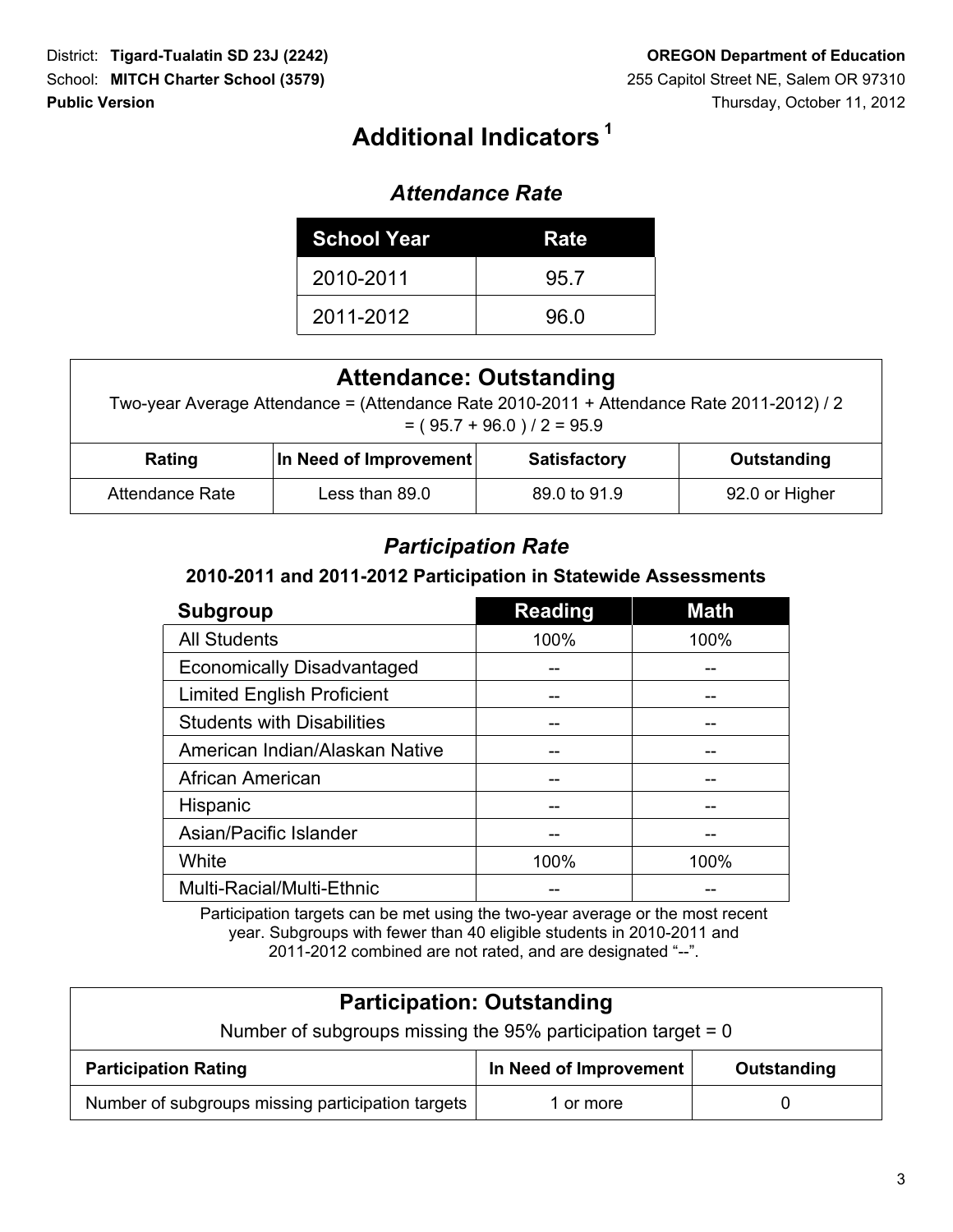District: **Tigard-Tualatin SD 23J (2242)**
School: **MITCH Charter School (3579)**
**Public Version**

**OREGON Department of Education**
255 Capitol Street NE, Salem OR 97310
Thursday, October 11, 2012

# Additional Indicators [1]

## *Attendance Rate*

| School Year | Rate |
|---|---|
| 2010-2011 | 95.7 |
| 2011-2012 | 96.0 |

### Attendance: Outstanding

Two-year Average Attendance = (Attendance Rate 2010-2011 + Attendance Rate 2011-2012) / 2
= ( 95.7 + 96.0 ) / 2 = 95.9

| Rating | In Need of Improvement | Satisfactory | Outstanding |
|---|---|---|---|
| Attendance Rate | Less than 89.0 | 89.0 to 91.9 | 92.0 or Higher |

## *Participation Rate*

**2010-2011 and 2011-2012 Participation in Statewide Assessments**

| Subgroup | Reading | Math |
|---|---|---|
| All Students | 100% | 100% |
| Economically Disadvantaged | -- | -- |
| Limited English Proficient | -- | -- |
| Students with Disabilities | -- | -- |
| American Indian/Alaskan Native | -- | -- |
| African American | -- | -- |
| Hispanic | -- | -- |
| Asian/Pacific Islander | -- | -- |
| White | 100% | 100% |
| Multi-Racial/Multi-Ethnic | -- | -- |

Participation targets can be met using the two-year average or the most recent year. Subgroups with fewer than 40 eligible students in 2010-2011 and 2011-2012 combined are not rated, and are designated "--".

### Participation: Outstanding

Number of subgroups missing the 95% participation target = 0

| Participation Rating | In Need of Improvement | Outstanding |
|---|---|---|
| Number of subgroups missing participation targets | 1 or more | 0 |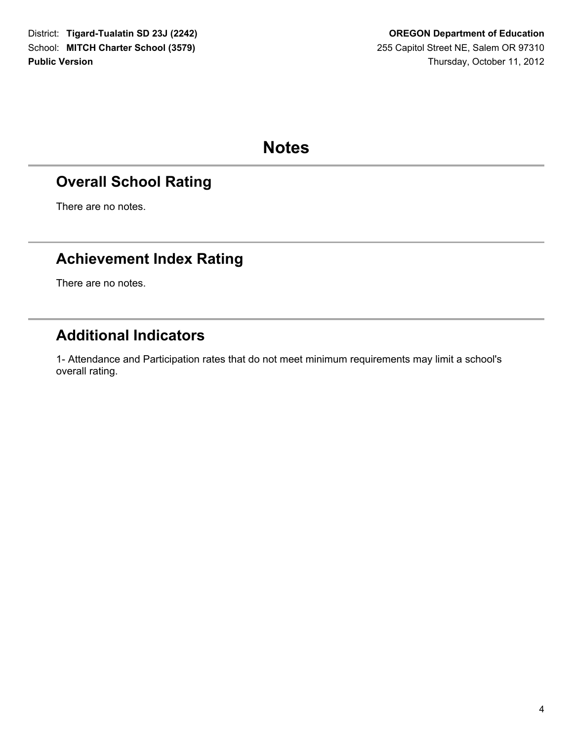District: **Tigard-Tualatin SD 23J (2242)**
School: **MITCH Charter School (3579)**
**Public Version**

**OREGON Department of Education**
255 Capitol Street NE, Salem OR 97310
Thursday, October 11, 2012

# Notes

## Overall School Rating

There are no notes.

## Achievement Index Rating

There are no notes.

## Additional Indicators

1- Attendance and Participation rates that do not meet minimum requirements may limit a school's overall rating.